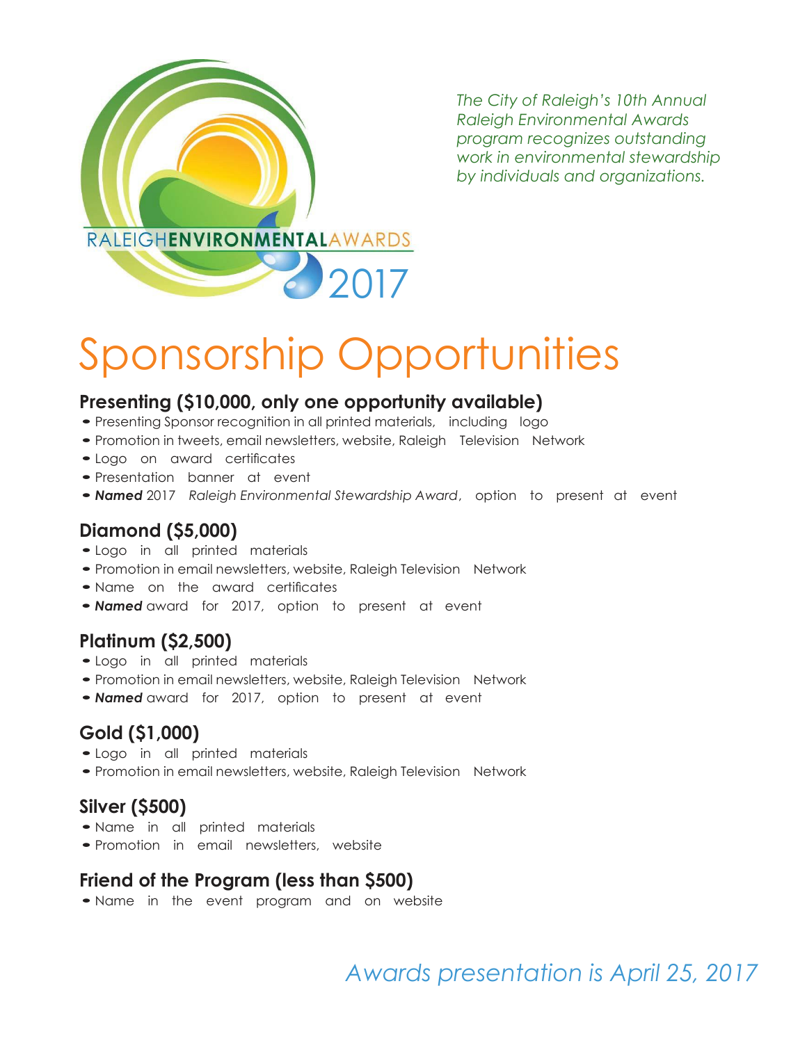RALEIGH**ENVIRONMENTAL**AWARDS 2017

*The City of Raleigh's 10th Annual Raleigh Environmental Awards program recognizes outstanding work in environmental stewardship by individuals and organizations.*

# Sponsorship Opportunities

## Presenting ($10,000, only one opportunity available)

- Presenting Sponsor recognition in all printed materials, including logo
- Promotion in tweets, email newsletters, website, Raleigh Television Network
- Logo on award certificates
- Presentation banner at event
- ***Named*** 2017 *Raleigh Environmental Stewardship Award*, option to present at event

## Diamond ($5,000)

- Logo in all printed materials
- Promotion in email newsletters, website, Raleigh Television Network
- Name on the award certificates
- ***Named*** award for 2017, option to present at event

## Platinum ($2,500)

- Logo in all printed materials
- Promotion in email newsletters, website, Raleigh Television Network
- ***Named*** award for 2017, option to present at event

## Gold ($1,000)

- Logo in all printed materials
- Promotion in email newsletters, website, Raleigh Television Network

## Silver ($500)

- Name in all printed materials
- Promotion in email newsletters, website

## Friend of the Program (less than $500)

- Name in the event program and on website

*Awards presentation is April 25, 2017*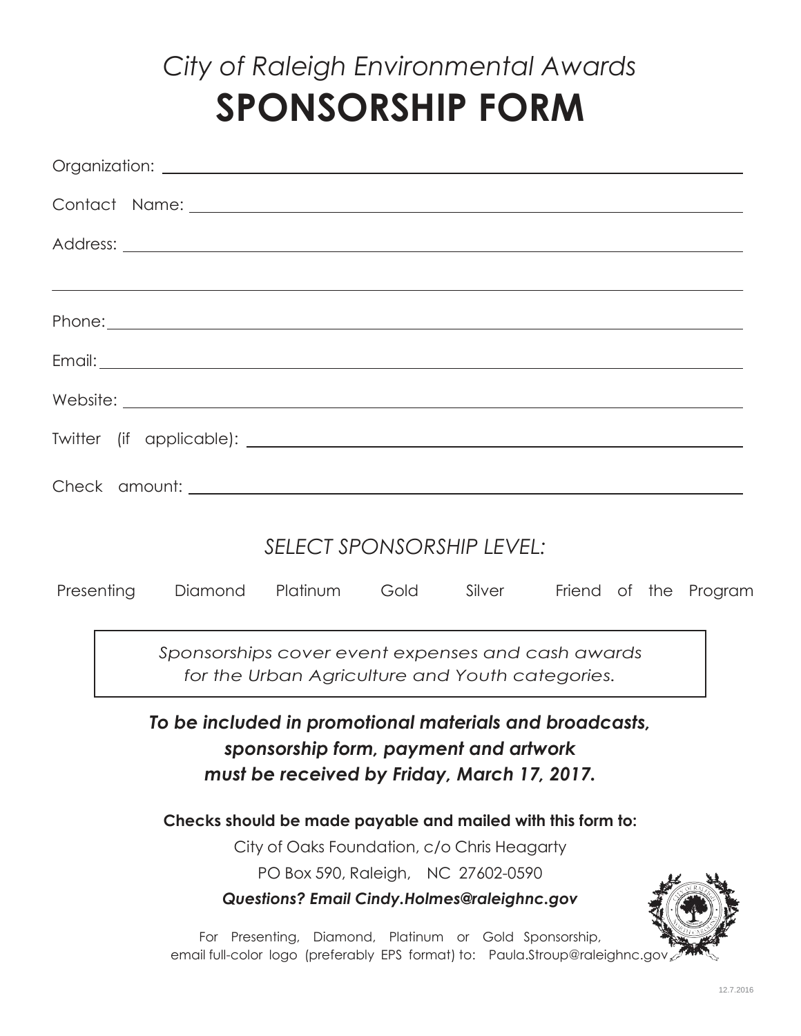*City of Raleigh Environmental Awards*

# SPONSORSHIP FORM

Organization: ______________________________________________

Contact Name: ______________________________________________

Address: ______________________________________________

______________________________________________

Phone: ______________________________________________

Email: ______________________________________________

Website: ______________________________________________

Twitter (if applicable): ______________________________________________

Check amount: ______________________________________________

*SELECT SPONSORSHIP LEVEL:*

Presenting Diamond Platinum Gold Silver Friend of the Program

*Sponsorships cover event expenses and cash awards for the Urban Agriculture and Youth categories.*

***To be included in promotional materials and broadcasts, sponsorship form, payment and artwork must be received by Friday, March 17, 2017.***

**Checks should be made payable and mailed with this form to:**

City of Oaks Foundation, c/o Chris Heagarty

PO Box 590, Raleigh, NC 27602-0590

***Questions? Email Cindy.Holmes@raleighnc.gov***

For Presenting, Diamond, Platinum or Gold Sponsorship, email full-color logo (preferably EPS format) to: Paula.Stroup@raleighnc.gov

12.7.2016